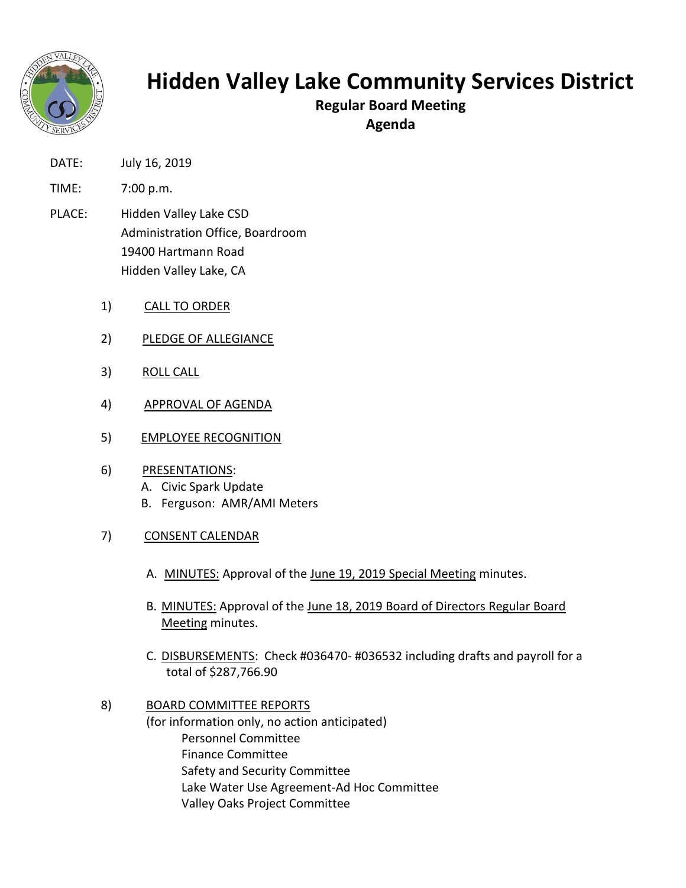# Hidden Valley Lake Community Services District

**Regular Board Meeting**
**Agenda**

DATE: July 16, 2019

TIME: 7:00 p.m.

PLACE: Hidden Valley Lake CSD
Administration Office, Boardroom
19400 Hartmann Road
Hidden Valley Lake, CA

1) CALL TO ORDER

2) PLEDGE OF ALLEGIANCE

3) ROLL CALL

4) APPROVAL OF AGENDA

5) EMPLOYEE RECOGNITION

6) PRESENTATIONS:
   A. Civic Spark Update
   B. Ferguson: AMR/AMI Meters

7) CONSENT CALENDAR

   A. MINUTES: Approval of the June 19, 2019 Special Meeting minutes.

   B. MINUTES: Approval of the June 18, 2019 Board of Directors Regular Board Meeting minutes.

   C. DISBURSEMENTS: Check #036470- #036532 including drafts and payroll for a total of $287,766.90

8) BOARD COMMITTEE REPORTS
   (for information only, no action anticipated)
   Personnel Committee
   Finance Committee
   Safety and Security Committee
   Lake Water Use Agreement-Ad Hoc Committee
   Valley Oaks Project Committee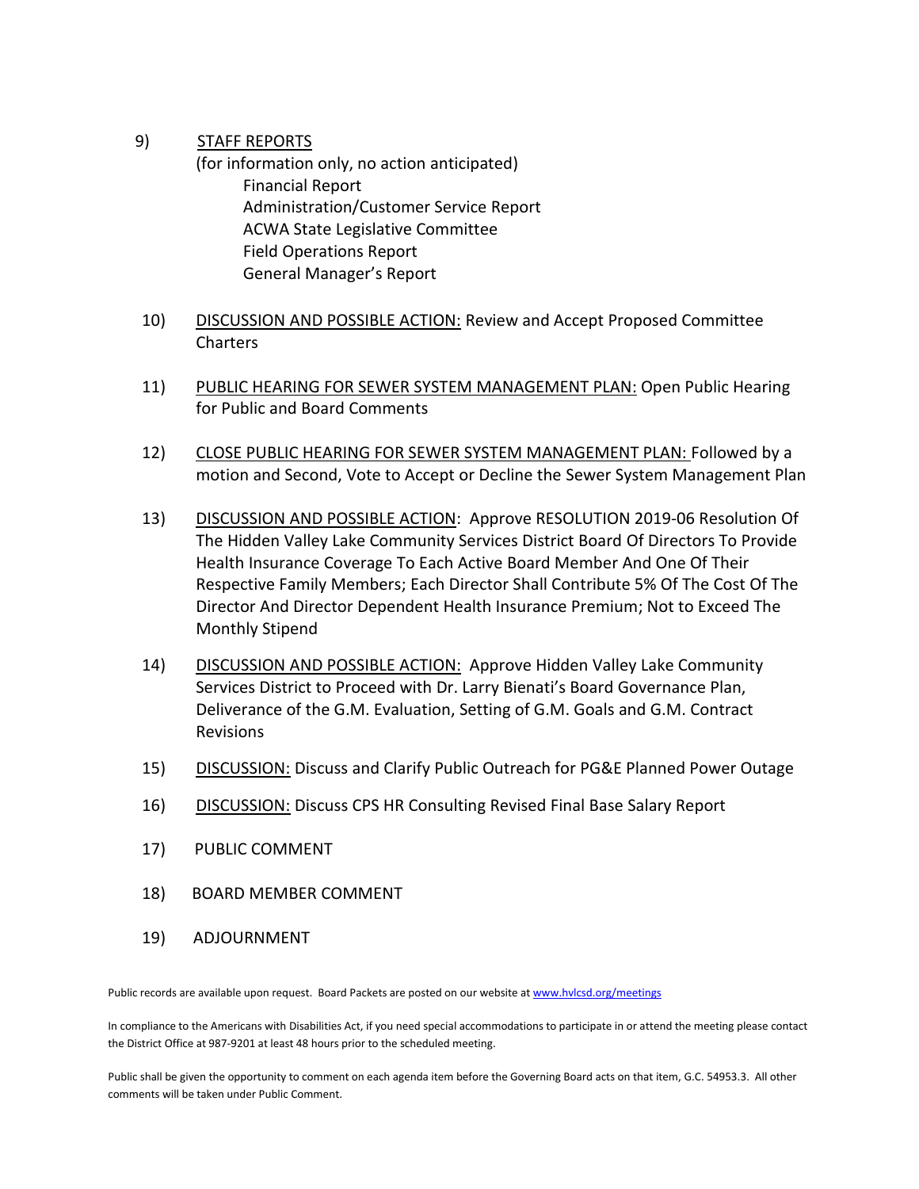9) STAFF REPORTS
(for information only, no action anticipated)
Financial Report
Administration/Customer Service Report
ACWA State Legislative Committee
Field Operations Report
General Manager's Report

10) DISCUSSION AND POSSIBLE ACTION: Review and Accept Proposed Committee Charters

11) PUBLIC HEARING FOR SEWER SYSTEM MANAGEMENT PLAN: Open Public Hearing for Public and Board Comments

12) CLOSE PUBLIC HEARING FOR SEWER SYSTEM MANAGEMENT PLAN: Followed by a motion and Second, Vote to Accept or Decline the Sewer System Management Plan

13) DISCUSSION AND POSSIBLE ACTION: Approve RESOLUTION 2019-06 Resolution Of The Hidden Valley Lake Community Services District Board Of Directors To Provide Health Insurance Coverage To Each Active Board Member And One Of Their Respective Family Members; Each Director Shall Contribute 5% Of The Cost Of The Director And Director Dependent Health Insurance Premium; Not to Exceed The Monthly Stipend

14) DISCUSSION AND POSSIBLE ACTION: Approve Hidden Valley Lake Community Services District to Proceed with Dr. Larry Bienati's Board Governance Plan, Deliverance of the G.M. Evaluation, Setting of G.M. Goals and G.M. Contract Revisions

15) DISCUSSION: Discuss and Clarify Public Outreach for PG&E Planned Power Outage

16) DISCUSSION: Discuss CPS HR Consulting Revised Final Base Salary Report

17) PUBLIC COMMENT

18) BOARD MEMBER COMMENT

19) ADJOURNMENT

Public records are available upon request. Board Packets are posted on our website at www.hvlcsd.org/meetings

In compliance to the Americans with Disabilities Act, if you need special accommodations to participate in or attend the meeting please contact the District Office at 987-9201 at least 48 hours prior to the scheduled meeting.

Public shall be given the opportunity to comment on each agenda item before the Governing Board acts on that item, G.C. 54953.3. All other comments will be taken under Public Comment.